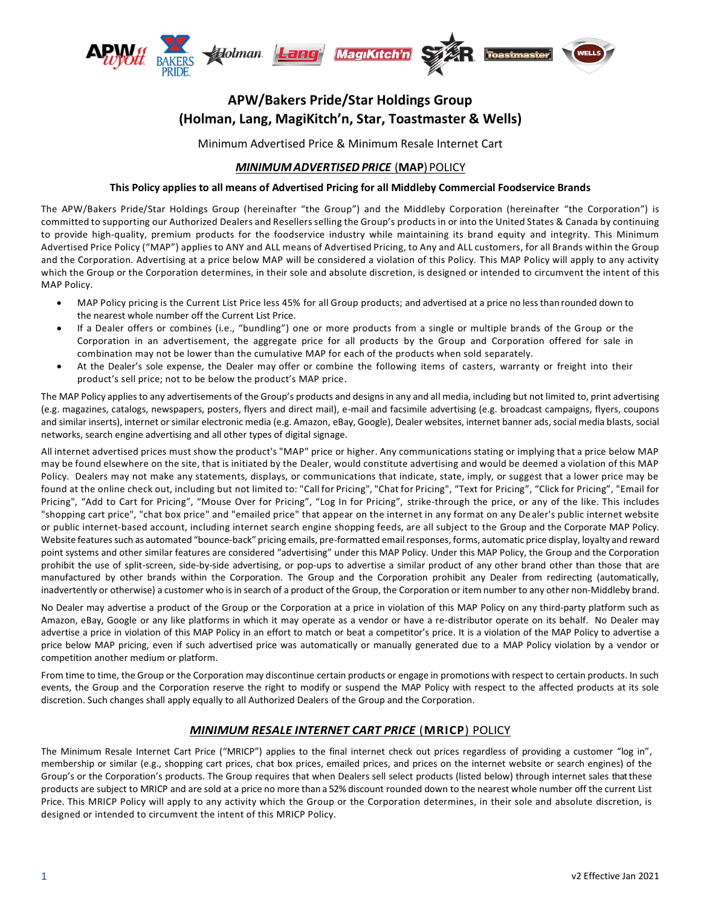# APW/Bakers Pride/Star Holdings Group (Holman, Lang, MagiKitch'n, Star, Toastmaster & Wells)

Minimum Advertised Price & Minimum Resale Internet Cart

## *MINIMUM ADVERTISED PRICE* (**MAP**) POLICY

**This Policy applies to all means of Advertised Pricing for all Middleby Commercial Foodservice Brands**

The APW/Bakers Pride/Star Holdings Group (hereinafter "the Group") and the Middleby Corporation (hereinafter "the Corporation") is committed to supporting our Authorized Dealers and Resellers selling the Group's products in or into the United States & Canada by continuing to provide high-quality, premium products for the foodservice industry while maintaining its brand equity and integrity. This Minimum Advertised Price Policy ("MAP") applies to ANY and ALL means of Advertised Pricing, to Any and ALL customers, for all Brands within the Group and the Corporation. Advertising at a price below MAP will be considered a violation of this Policy. This MAP Policy will apply to any activity which the Group or the Corporation determines, in their sole and absolute discretion, is designed or intended to circumvent the intent of this MAP Policy.

- MAP Policy pricing is the Current List Price less 45% for all Group products; and advertised at a price no less than rounded down to the nearest whole number off the Current List Price.
- If a Dealer offers or combines (i.e., "bundling") one or more products from a single or multiple brands of the Group or the Corporation in an advertisement, the aggregate price for all products by the Group and Corporation offered for sale in combination may not be lower than the cumulative MAP for each of the products when sold separately.
- At the Dealer's sole expense, the Dealer may offer or combine the following items of casters, warranty or freight into their product's sell price; not to be below the product's MAP price.

The MAP Policy applies to any advertisements of the Group's products and designs in any and all media, including but not limited to, print advertising (e.g. magazines, catalogs, newspapers, posters, flyers and direct mail), e-mail and facsimile advertising (e.g. broadcast campaigns, flyers, coupons and similar inserts), internet or similar electronic media (e.g. Amazon, eBay, Google), Dealer websites, internet banner ads, social media blasts, social networks, search engine advertising and all other types of digital signage.

All internet advertised prices must show the product's "MAP" price or higher. Any communications stating or implying that a price below MAP may be found elsewhere on the site, that is initiated by the Dealer, would constitute advertising and would be deemed a violation of this MAP Policy. Dealers may not make any statements, displays, or communications that indicate, state, imply, or suggest that a lower price may be found at the online check out, including but not limited to: "Call for Pricing", "Chat for Pricing", "Text for Pricing", "Click for Pricing", "Email for Pricing", "Add to Cart for Pricing", "Mouse Over for Pricing", "Log In for Pricing", strike-through the price, or any of the like. This includes "shopping cart price", "chat box price" and "emailed price" that appear on the internet in any format on any Dealer's public internet website or public internet-based account, including internet search engine shopping feeds, are all subject to the Group and the Corporate MAP Policy. Website features such as automated "bounce-back" pricing emails, pre-formatted email responses, forms, automatic price display, loyalty and reward point systems and other similar features are considered "advertising" under this MAP Policy. Under this MAP Policy, the Group and the Corporation prohibit the use of split-screen, side-by-side advertising, or pop-ups to advertise a similar product of any other brand other than those that are manufactured by other brands within the Corporation. The Group and the Corporation prohibit any Dealer from redirecting (automatically, inadvertently or otherwise) a customer who is in search of a product of the Group, the Corporation or item number to any other non-Middleby brand.

No Dealer may advertise a product of the Group or the Corporation at a price in violation of this MAP Policy on any third-party platform such as Amazon, eBay, Google or any like platforms in which it may operate as a vendor or have a re-distributor operate on its behalf. No Dealer may advertise a price in violation of this MAP Policy in an effort to match or beat a competitor's price. It is a violation of the MAP Policy to advertise a price below MAP pricing, even if such advertised price was automatically or manually generated due to a MAP Policy violation by a vendor or competition another medium or platform.

From time to time, the Group or the Corporation may discontinue certain products or engage in promotions with respect to certain products. In such events, the Group and the Corporation reserve the right to modify or suspend the MAP Policy with respect to the affected products at its sole discretion. Such changes shall apply equally to all Authorized Dealers of the Group and the Corporation.

## *MINIMUM RESALE INTERNET CART PRICE* (**MRICP**) POLICY

The Minimum Resale Internet Cart Price ("MRICP") applies to the final internet check out prices regardless of providing a customer "log in", membership or similar (e.g., shopping cart prices, chat box prices, emailed prices, and prices on the internet website or search engines) of the Group's or the Corporation's products. The Group requires that when Dealers sell select products (listed below) through internet sales that these products are subject to MRICP and are sold at a price no more than a 52% discount rounded down to the nearest whole number off the current List Price. This MRICP Policy will apply to any activity which the Group or the Corporation determines, in their sole and absolute discretion, is designed or intended to circumvent the intent of this MRICP Policy.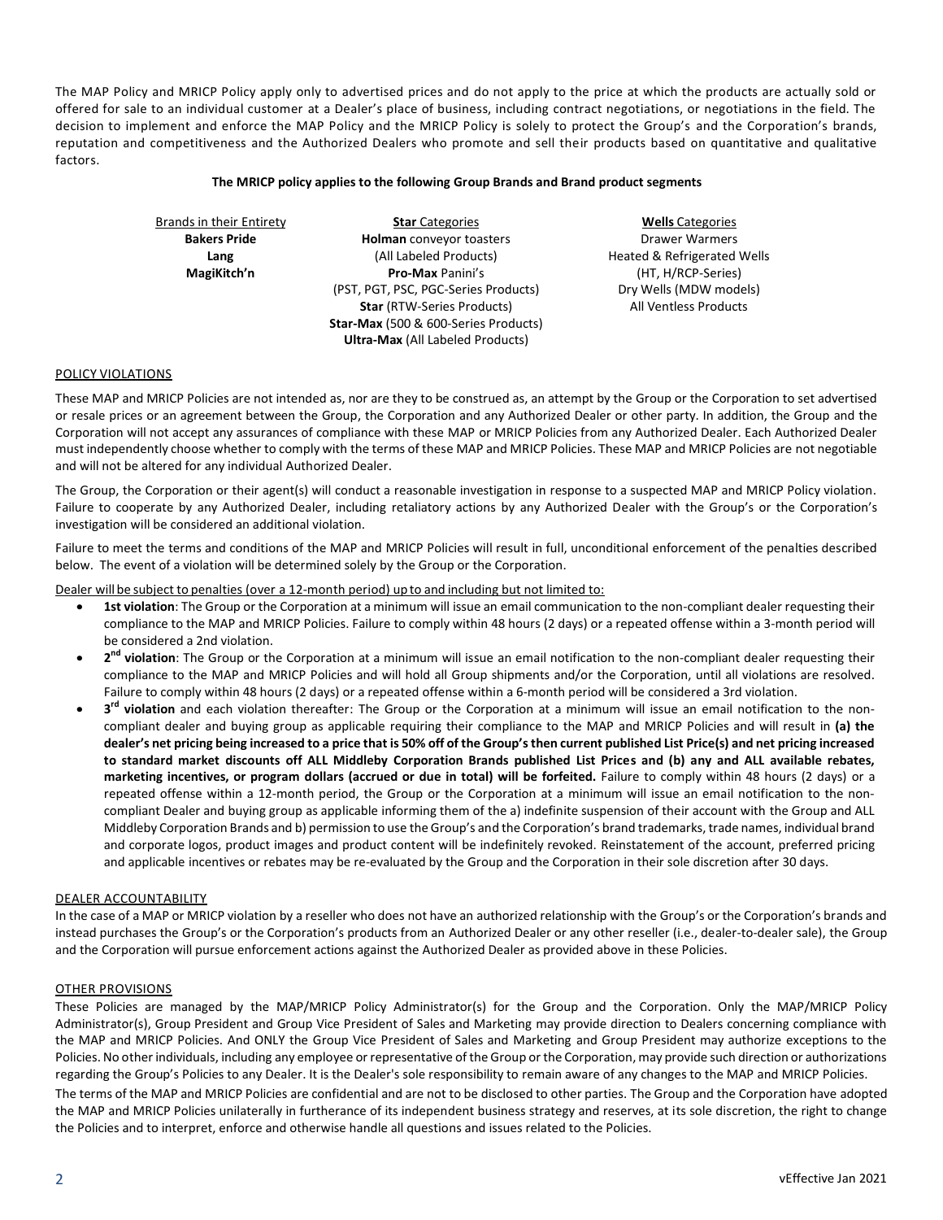The MAP Policy and MRICP Policy apply only to advertised prices and do not apply to the price at which the products are actually sold or offered for sale to an individual customer at a Dealer's place of business, including contract negotiations, or negotiations in the field. The decision to implement and enforce the MAP Policy and the MRICP Policy is solely to protect the Group's and the Corporation's brands, reputation and competitiveness and the Authorized Dealers who promote and sell their products based on quantitative and qualitative factors.

**The MRICP policy applies to the following Group Brands and Brand product segments**

| Brands in their Entirety | **Star** Categories | **Wells** Categories |
|---|---|---|
| **Bakers Pride** | **Holman** conveyor toasters (All Labeled Products) | Drawer Warmers |
| **Lang** | **Pro-Max** Panini's (PST, PGT, PSC, PGC-Series Products) | Heated & Refrigerated Wells (HT, H/RCP-Series) |
| **MagiKitch'n** | **Star** (RTW-Series Products) | Dry Wells (MDW models) |
| | **Star-Max** (500 & 600-Series Products) | All Ventless Products |
| | **Ultra-Max** (All Labeled Products) | |

## POLICY VIOLATIONS

These MAP and MRICP Policies are not intended as, nor are they to be construed as, an attempt by the Group or the Corporation to set advertised or resale prices or an agreement between the Group, the Corporation and any Authorized Dealer or other party. In addition, the Group and the Corporation will not accept any assurances of compliance with these MAP or MRICP Policies from any Authorized Dealer. Each Authorized Dealer must independently choose whether to comply with the terms of these MAP and MRICP Policies. These MAP and MRICP Policies are not negotiable and will not be altered for any individual Authorized Dealer.

The Group, the Corporation or their agent(s) will conduct a reasonable investigation in response to a suspected MAP and MRICP Policy violation. Failure to cooperate by any Authorized Dealer, including retaliatory actions by any Authorized Dealer with the Group's or the Corporation's investigation will be considered an additional violation.

Failure to meet the terms and conditions of the MAP and MRICP Policies will result in full, unconditional enforcement of the penalties described below. The event of a violation will be determined solely by the Group or the Corporation.

Dealer will be subject to penalties (over a 12-month period) up to and including but not limited to:

- **1st violation**: The Group or the Corporation at a minimum will issue an email communication to the non-compliant dealer requesting their compliance to the MAP and MRICP Policies. Failure to comply within 48 hours (2 days) or a repeated offense within a 3-month period will be considered a 2nd violation.
- **2nd violation**: The Group or the Corporation at a minimum will issue an email notification to the non-compliant dealer requesting their compliance to the MAP and MRICP Policies and will hold all Group shipments and/or the Corporation, until all violations are resolved. Failure to comply within 48 hours (2 days) or a repeated offense within a 6-month period will be considered a 3rd violation.
- **3rd violation** and each violation thereafter: The Group or the Corporation at a minimum will issue an email notification to the non-compliant dealer and buying group as applicable requiring their compliance to the MAP and MRICP Policies and will result in **(a) the dealer's net pricing being increased to a price that is 50% off of the Group's then current published List Price(s) and net pricing increased to standard market discounts off ALL Middleby Corporation Brands published List Prices and (b) any and ALL available rebates, marketing incentives, or program dollars (accrued or due in total) will be forfeited.** Failure to comply within 48 hours (2 days) or a repeated offense within a 12-month period, the Group or the Corporation at a minimum will issue an email notification to the non-compliant Dealer and buying group as applicable informing them of the a) indefinite suspension of their account with the Group and ALL Middleby Corporation Brands and b) permission to use the Group's and the Corporation's brand trademarks, trade names, individual brand and corporate logos, product images and product content will be indefinitely revoked. Reinstatement of the account, preferred pricing and applicable incentives or rebates may be re-evaluated by the Group and the Corporation in their sole discretion after 30 days.

## DEALER ACCOUNTABILITY

In the case of a MAP or MRICP violation by a reseller who does not have an authorized relationship with the Group's or the Corporation's brands and instead purchases the Group's or the Corporation's products from an Authorized Dealer or any other reseller (i.e., dealer-to-dealer sale), the Group and the Corporation will pursue enforcement actions against the Authorized Dealer as provided above in these Policies.

## OTHER PROVISIONS

These Policies are managed by the MAP/MRICP Policy Administrator(s) for the Group and the Corporation. Only the MAP/MRICP Policy Administrator(s), Group President and Group Vice President of Sales and Marketing may provide direction to Dealers concerning compliance with the MAP and MRICP Policies. And ONLY the Group Vice President of Sales and Marketing and Group President may authorize exceptions to the Policies. No other individuals, including any employee or representative of the Group or the Corporation, may provide such direction or authorizations regarding the Group's Policies to any Dealer. It is the Dealer's sole responsibility to remain aware of any changes to the MAP and MRICP Policies.

The terms of the MAP and MRICP Policies are confidential and are not to be disclosed to other parties. The Group and the Corporation have adopted the MAP and MRICP Policies unilaterally in furtherance of its independent business strategy and reserves, at its sole discretion, the right to change the Policies and to interpret, enforce and otherwise handle all questions and issues related to the Policies.